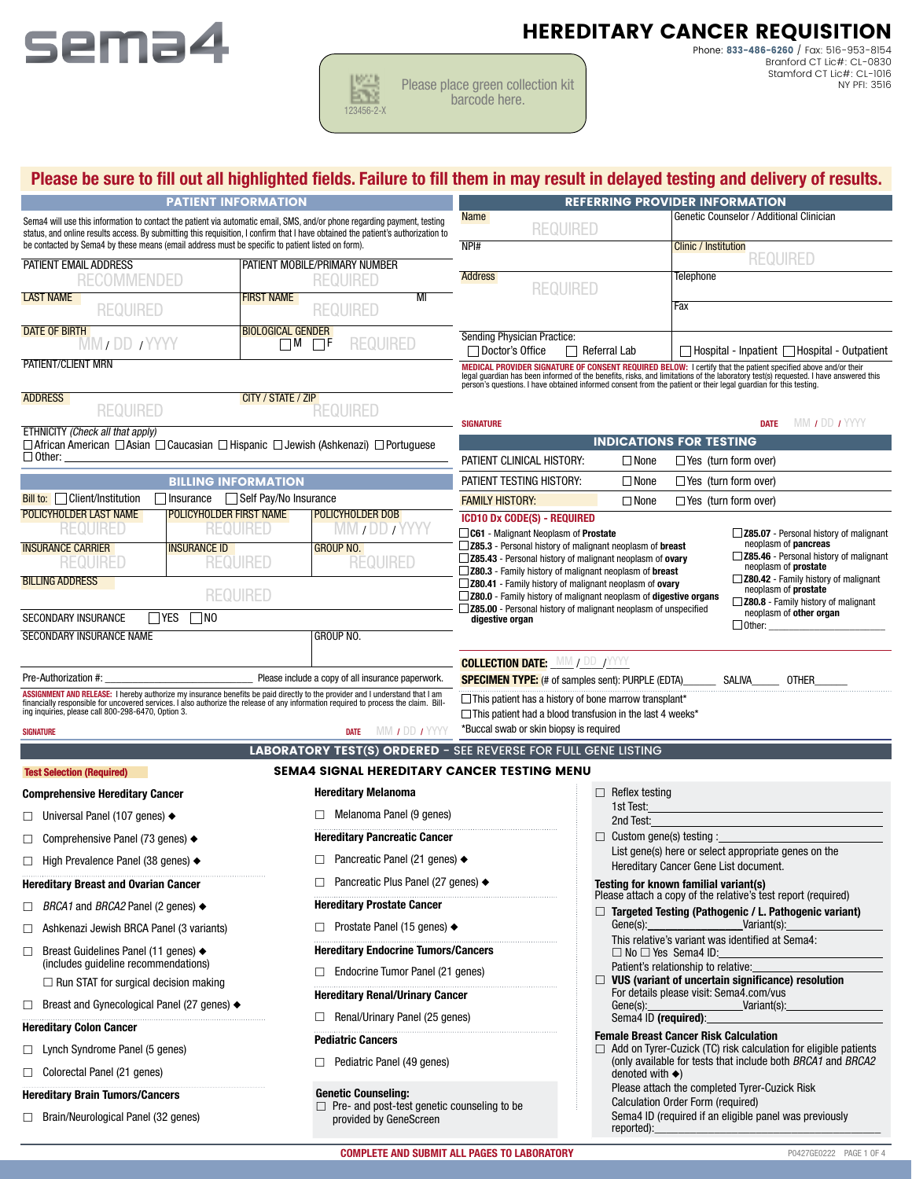# sema4

# HEREDITARY CANCER REQUISITION

Phone: 833-486-6260 / Fax: 516-953-8154
Branford CT Lic#: CL-0830
Stamford CT Lic#: CL-1016
NY PFI: 3516

Please place green collection kit barcode here.
123456-2-X

**Please be sure to fill out all highlighted fields. Failure to fill them in may result in delayed testing and delivery of results.**

## PATIENT INFORMATION

Sema4 will use this information to contact the patient via automatic email, SMS, and/or phone regarding payment, testing status, and online results access. By submitting this requisition, I confirm that I have obtained the patient's authorization to be contacted by Sema4 by these means (email address must be specific to patient listed on form).

| PATIENT EMAIL ADDRESS | PATIENT MOBILE/PRIMARY NUMBER |
|---|---|
| RECOMMENDED | REQUIRED |
| LAST NAME | FIRST NAME / MI |
| REQUIRED | REQUIRED |
| DATE OF BIRTH | BIOLOGICAL GENDER |
| MM / DD / YYYY | ☐ M ☐ F REQUIRED |
| PATIENT/CLIENT MRN | |
| ADDRESS | CITY / STATE / ZIP |
| REQUIRED | REQUIRED |

ETHNICITY *(Check all that apply)*
☐ African American ☐ Asian ☐ Caucasian ☐ Hispanic ☐ Jewish (Ashkenazi) ☐ Portuguese
☐ Other: ______

## BILLING INFORMATION

Bill to: ☐ Client/Institution ☐ Insurance ☐ Self Pay/No Insurance

| POLICYHOLDER LAST NAME | POLICYHOLDER FIRST NAME | POLICYHOLDER DOB |
|---|---|---|
| REQUIRED | REQUIRED | MM / DD / YYYY |
| INSURANCE CARRIER | INSURANCE ID | GROUP NO. |
| REQUIRED | REQUIRED | REQUIRED |
| BILLING ADDRESS | | |
| REQUIRED | | |

SECONDARY INSURANCE ☐ YES ☐ NO

| SECONDARY INSURANCE NAME | GROUP NO. |
|---|---|
| | |

Pre-Authorization #: ______ Please include a copy of all insurance paperwork.

**ASSIGNMENT AND RELEASE:** I hereby authorize my insurance benefits be paid directly to the provider and I understand that I am financially responsible for uncovered services. I also authorize the release of any information required to process the claim. Billing inquiries, please call 800-298-6470, Option 3.

SIGNATURE ______ DATE MM / DD / YYYY

## REFERRING PROVIDER INFORMATION

| Name | Genetic Counselor / Additional Clinician |
|---|---|
| REQUIRED | |
| NPI# | Clinic / Institution |
| | REQUIRED |
| Address | Telephone |
| REQUIRED | |
| | Fax |

Sending Physician Practice:
☐ Doctor's Office ☐ Referral Lab ☐ Hospital - Inpatient ☐ Hospital - Outpatient

**MEDICAL PROVIDER SIGNATURE OF CONSENT REQUIRED BELOW:** I certify that the patient specified above and/or their legal guardian has been informed of the benefits, risks, and limitations of the laboratory test(s) requested. I have answered this person's questions. I have obtained informed consent from the patient or their legal guardian for this testing.

SIGNATURE ______ DATE MM / DD / YYYY

## INDICATIONS FOR TESTING

| | | |
|---|---|---|
| PATIENT CLINICAL HISTORY: | ☐ None | ☐ Yes (turn form over) |
| PATIENT TESTING HISTORY: | ☐ None | ☐ Yes (turn form over) |
| FAMILY HISTORY: | ☐ None | ☐ Yes (turn form over) |

**ICD10 Dx CODE(S) - REQUIRED**

- ☐ **C61** - Malignant Neoplasm of **Prostate**
- ☐ **Z85.3** - Personal history of malignant neoplasm of **breast**
- ☐ **Z85.43** - Personal history of malignant neoplasm of **ovary**
- ☐ **Z80.3** - Family history of malignant neoplasm of **breast**
- ☐ **Z80.41** - Family history of malignant neoplasm of **ovary**
- ☐ **Z80.0** - Family history of malignant neoplasm of **digestive organs**
- ☐ **Z85.00** - Personal history of malignant neoplasm of unspecified **digestive organ**
- ☐ **Z85.07** - Personal history of malignant neoplasm of **pancreas**
- ☐ **Z85.46** - Personal history of malignant neoplasm of **prostate**
- ☐ **Z80.42** - Family history of malignant neoplasm of **prostate**
- ☐ **Z80.8** - Family history of malignant neoplasm of **other organ**
- ☐ Other: ______

**COLLECTION DATE:** MM / DD / YYYY

**SPECIMEN TYPE:** (# of samples sent): PURPLE (EDTA)______ SALIVA______ OTHER______

☐ This patient has a history of bone marrow transplant*
☐ This patient had a blood transfusion in the last 4 weeks*
*Buccal swab or skin biopsy is required

## LABORATORY TEST(S) ORDERED - SEE REVERSE FOR FULL GENE LISTING

**Test Selection (Required)**

### SEMA4 SIGNAL HEREDITARY CANCER TESTING MENU

**Comprehensive Hereditary Cancer**
- ☐ Universal Panel (107 genes) ◆
- ☐ Comprehensive Panel (73 genes) ◆
- ☐ High Prevalence Panel (38 genes) ◆

**Hereditary Breast and Ovarian Cancer**
- ☐ *BRCA1* and *BRCA2* Panel (2 genes) ◆
- ☐ Ashkenazi Jewish BRCA Panel (3 variants)
- ☐ Breast Guidelines Panel (11 genes) ◆ (includes guideline recommendations)
  - ☐ Run STAT for surgical decision making
- ☐ Breast and Gynecological Panel (27 genes) ◆

**Hereditary Colon Cancer**
- ☐ Lynch Syndrome Panel (5 genes)
- ☐ Colorectal Panel (21 genes)

**Hereditary Brain Tumors/Cancers**
- ☐ Brain/Neurological Panel (32 genes)

**Hereditary Melanoma**
- ☐ Melanoma Panel (9 genes)

**Hereditary Pancreatic Cancer**
- ☐ Pancreatic Panel (21 genes) ◆
- ☐ Pancreatic Plus Panel (27 genes) ◆

**Hereditary Prostate Cancer**
- ☐ Prostate Panel (15 genes) ◆

**Hereditary Endocrine Tumors/Cancers**
- ☐ Endocrine Tumor Panel (21 genes)

**Hereditary Renal/Urinary Cancer**
- ☐ Renal/Urinary Panel (25 genes)

**Pediatric Cancers**
- ☐ Pediatric Panel (49 genes)

**Genetic Counseling:**
- ☐ Pre- and post-test genetic counseling to be provided by GeneScreen

☐ Reflex testing
1st Test: ______
2nd Test: ______

☐ Custom gene(s) testing : ______
List gene(s) here or select appropriate genes on the Hereditary Cancer Gene List document.

**Testing for known familial variant(s)**
Please attach a copy of the relative's test report (required)

- ☐ **Targeted Testing (Pathogenic / L. Pathogenic variant)**
  Gene(s): ______ Variant(s): ______
  This relative's variant was identified at Sema4:
  ☐ No ☐ Yes Sema4 ID: ______
  Patient's relationship to relative: ______
- ☐ **VUS (variant of uncertain significance) resolution**
  For details please visit: Sema4.com/vus
  Gene(s): ______ Variant(s): ______
  Sema4 ID **(required)**: ______

**Female Breast Cancer Risk Calculation**
- ☐ Add on Tyrer-Cuzick (TC) risk calculation for eligible patients (only available for tests that include both *BRCA1* and *BRCA2* denoted with ◆)
  Please attach the completed Tyrer-Cuzick Risk Calculation Order Form (required)
  Sema4 ID (required if an eligible panel was previously reported): ______

**COMPLETE AND SUBMIT ALL PAGES TO LABORATORY**

P0427GE0222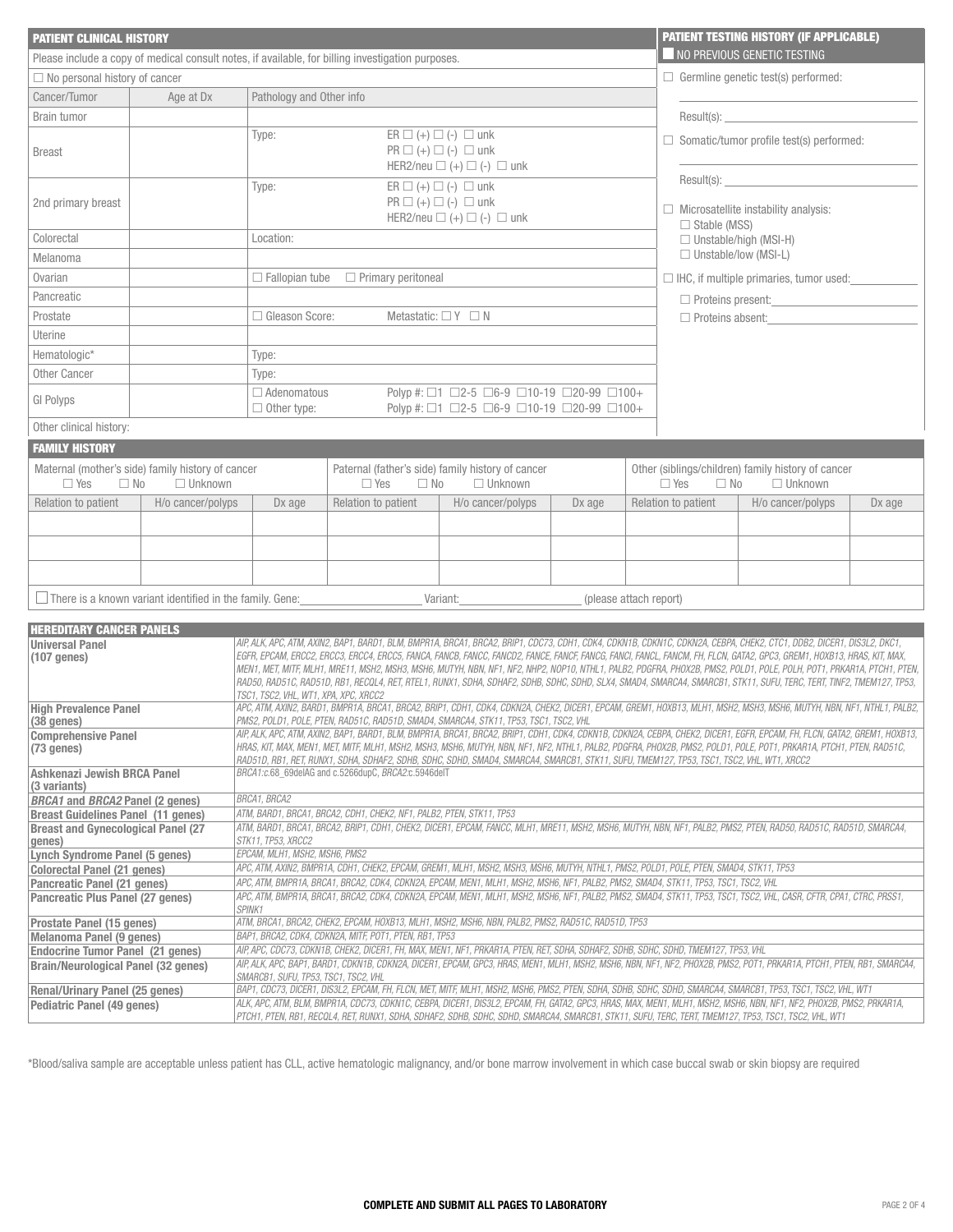## PATIENT CLINICAL HISTORY

Please include a copy of medical consult notes, if available, for billing investigation purposes.

☐ No personal history of cancer

| Cancer/Tumor | Age at Dx | Pathology and Other info | |
|---|---|---|---|
| Brain tumor | | | |
| Breast | | Type: | ER ☐ (+) ☐ (-) ☐ unk<br>PR ☐ (+) ☐ (-) ☐ unk<br>HER2/neu ☐ (+) ☐ (-) ☐ unk |
| 2nd primary breast | | Type: | ER ☐ (+) ☐ (-) ☐ unk<br>PR ☐ (+) ☐ (-) ☐ unk<br>HER2/neu ☐ (+) ☐ (-) ☐ unk |
| Colorectal | | Location: | |
| Melanoma | | | |
| Ovarian | | ☐ Fallopian tube | ☐ Primary peritoneal |
| Pancreatic | | | |
| Prostate | | ☐ Gleason Score: | Metastatic: ☐ Y ☐ N |
| Uterine | | | |
| Hematologic* | | Type: | |
| Other Cancer | | Type: | |
| GI Polyps | | ☐ Adenomatous<br>☐ Other type: | Polyp #: ☐1 ☐2-5 ☐6-9 ☐10-19 ☐20-99 ☐100+<br>Polyp #: ☐1 ☐2-5 ☐6-9 ☐10-19 ☐20-99 ☐100+ |

Other clinical history:

## PATIENT TESTING HISTORY (IF APPLICABLE)

☐ NO PREVIOUS GENETIC TESTING

☐ Germline genetic test(s) performed: ____________________

Result(s): ____________________

☐ Somatic/tumor profile test(s) performed: ____________________

Result(s): ____________________

☐ Microsatellite instability analysis:
- ☐ Stable (MSS)
- ☐ Unstable/high (MSI-H)
- ☐ Unstable/low (MSI-L)

☐ IHC, if multiple primaries, tumor used: ____________

- ☐ Proteins present: ____________
- ☐ Proteins absent: ____________

## FAMILY HISTORY

| Maternal (mother's side) family history of cancer ☐ Yes ☐ No ☐ Unknown | | | Paternal (father's side) family history of cancer ☐ Yes ☐ No ☐ Unknown | | | Other (siblings/children) family history of cancer ☐ Yes ☐ No ☐ Unknown | | |
|---|---|---|---|---|---|---|---|---|
| Relation to patient | H/o cancer/polyps | Dx age | Relation to patient | H/o cancer/polyps | Dx age | Relation to patient | H/o cancer/polyps | Dx age |
| | | | | | | | | |
| | | | | | | | | |
| | | | | | | | | |

☐ There is a known variant identified in the family. Gene: ____________ Variant: ____________ (please attach report)

## HEREDITARY CANCER PANELS

| Panel | Genes |
|---|---|
| **Universal Panel (107 genes)** | *AIP, ALK, APC, ATM, AXIN2, BAP1, BARD1, BLM, BMPR1A, BRCA1, BRCA2, BRIP1, CDC73, CDH1, CDK4, CDKN1B, CDKN1C, CDKN2A, CEBPA, CHEK2, CTC1, DDB2, DICER1, DIS3L2, DKC1, EGFR, EPCAM, ERCC2, ERCC3, ERCC4, ERCC5, FANCA, FANCB, FANCC, FANCD2, FANCE, FANCF, FANCG, FANCI, FANCL, FANCM, FH, FLCN, GATA2, GPC3, GREM1, HOXB13, HRAS, KIT, MAX, MEN1, MET, MITF, MLH1, MRE11, MSH2, MSH3, MSH6, MUTYH, NBN, NF1, NF2, NHP2, NOP10, NTHL1, PALB2, PDGFRA, PHOX2B, PMS2, POLD1, POLE, POLH, POT1, PRKAR1A, PTCH1, PTEN, RAD50, RAD51C, RAD51D, RB1, RECQL4, RET, RTEL1, RUNX1, SDHA, SDHAF2, SDHB, SDHC, SDHD, SLX4, SMAD4, SMARCA4, SMARCB1, STK11, SUFU, TERC, TERT, TINF2, TMEM127, TP53, TSC1, TSC2, VHL, WT1, XPA, XPC, XRCC2* |
| **High Prevalence Panel (38 genes)** | *APC, ATM, AXIN2, BARD1, BMPR1A, BRCA1, BRCA2, BRIP1, CDH1, CDK4, CDKN2A, CHEK2, DICER1, EPCAM, GREM1, HOXB13, MLH1, MSH2, MSH3, MSH6, MUTYH, NBN, NF1, NTHL1, PALB2, PMS2, POLD1, POLE, PTEN, RAD51C, RAD51D, SMAD4, SMARCA4, STK11, TP53, TSC1, TSC2, VHL* |
| **Comprehensive Panel (73 genes)** | *AIP, ALK, APC, ATM, AXIN2, BAP1, BARD1, BLM, BMPR1A, BRCA1, BRCA2, BRIP1, CDH1, CDK4, CDKN1B, CDKN2A, CEBPA, CHEK2, DICER1, EGFR, EPCAM, FH, FLCN, GATA2, GREM1, HOXB13, HRAS, KIT, MAX, MEN1, MET, MITF, MLH1, MSH2, MSH3, MSH6, MUTYH, NBN, NF1, NF2, NTHL1, PALB2, PDGFRA, PHOX2B, PMS2, POLD1, POLE, POT1, PRKAR1A, PTCH1, PTEN, RAD51C, RAD51D, RB1, RET, RUNX1, SDHA, SDHAF2, SDHB, SDHC, SDHD, SMAD4, SMARCA4, SMARCB1, STK11, SUFU, TMEM127, TP53, TSC1, TSC2, VHL, WT1, XRCC2* |
| **Ashkenazi Jewish BRCA Panel (3 variants)** | *BRCA1:c.68_69delAG and c.5266dupC, BRCA2:c.5946delT* |
| ***BRCA1* and *BRCA2* Panel (2 genes)** | *BRCA1, BRCA2* |
| **Breast Guidelines Panel (11 genes)** | *ATM, BARD1, BRCA1, BRCA2, CDH1, CHEK2, NF1, PALB2, PTEN, STK11, TP53* |
| **Breast and Gynecological Panel (27 genes)** | *ATM, BARD1, BRCA1, BRCA2, BRIP1, CDH1, CHEK2, DICER1, EPCAM, FANCC, MLH1, MRE11, MSH2, MSH6, MUTYH, NBN, NF1, PALB2, PMS2, PTEN, RAD50, RAD51C, RAD51D, SMARCA4, STK11, TP53, XRCC2* |
| **Lynch Syndrome Panel (5 genes)** | *EPCAM, MLH1, MSH2, MSH6, PMS2* |
| **Colorectal Panel (21 genes)** | *APC, ATM, AXIN2, BMPR1A, CDH1, CHEK2, EPCAM, GREM1, MLH1, MSH2, MSH3, MSH6, MUTYH, NTHL1, PMS2, POLD1, POLE, PTEN, SMAD4, STK11, TP53* |
| **Pancreatic Panel (21 genes)** | *APC, ATM, BMPR1A, BRCA1, BRCA2, CDK4, CDKN2A, EPCAM, MEN1, MLH1, MSH2, MSH6, NF1, PALB2, PMS2, SMAD4, STK11, TP53, TSC1, TSC2, VHL* |
| **Pancreatic Plus Panel (27 genes)** | *APC, ATM, BMPR1A, BRCA1, BRCA2, CDK4, CDKN2A, EPCAM, MEN1, MLH1, MSH2, MSH6, NF1, PALB2, PMS2, SMAD4, STK11, TP53, TSC1, TSC2, VHL, CASR, CFTR, CPA1, CTRC, PRSS1, SPINK1* |
| **Prostate Panel (15 genes)** | *ATM, BRCA1, BRCA2, CHEK2, EPCAM, HOXB13, MLH1, MSH2, MSH6, NBN, PALB2, PMS2, RAD51C, RAD51D, TP53* |
| **Melanoma Panel (9 genes)** | *BAP1, BRCA2, CDK4, CDKN2A, MITF, POT1, PTEN, RB1, TP53* |
| **Endocrine Tumor Panel (21 genes)** | *AIP, APC, CDC73, CDKN1B, CHEK2, DICER1, FH, MAX, MEN1, NF1, PRKAR1A, PTEN, RET, SDHA, SDHAF2, SDHB, SDHC, SDHD, TMEM127, TP53, VHL* |
| **Brain/Neurological Panel (32 genes)** | *AIP, ALK, APC, BAP1, BARD1, CDKN1B, CDKN2A, DICER1, EPCAM, GPC3, HRAS, MEN1, MLH1, MSH2, MSH6, NBN, NF1, NF2, PHOX2B, PMS2, POT1, PRKAR1A, PTCH1, PTEN, RB1, SMARCA4, SMARCB1, SUFU, TP53, TSC1, TSC2, VHL* |
| **Renal/Urinary Panel (25 genes)** | *BAP1, CDC73, DICER1, DIS3L2, EPCAM, FH, FLCN, MET, MITF, MLH1, MSH2, MSH6, PMS2, PTEN, SDHA, SDHB, SDHC, SDHD, SMARCA4, SMARCB1, TP53, TSC1, TSC2, VHL, WT1* |
| **Pediatric Panel (49 genes)** | *ALK, APC, ATM, BLM, BMPR1A, CDC73, CDKN1C, CEBPA, DICER1, DIS3L2, EPCAM, FH, GATA2, GPC3, HRAS, MAX, MEN1, MLH1, MSH2, MSH6, NBN, NF1, NF2, PHOX2B, PMS2, PRKAR1A, PTCH1, PTEN, RB1, RECQL4, RET, RUNX1, SDHA, SDHAF2, SDHB, SDHC, SDHD, SMARCA4, SMARCB1, STK11, SUFU, TERC, TERT, TMEM127, TP53, TSC1, TSC2, VHL, WT1* |

*Blood/saliva sample are acceptable unless patient has CLL, active hematologic malignancy, and/or bone marrow involvement in which case buccal swab or skin biopsy are required

**COMPLETE AND SUBMIT ALL PAGES TO LABORATORY**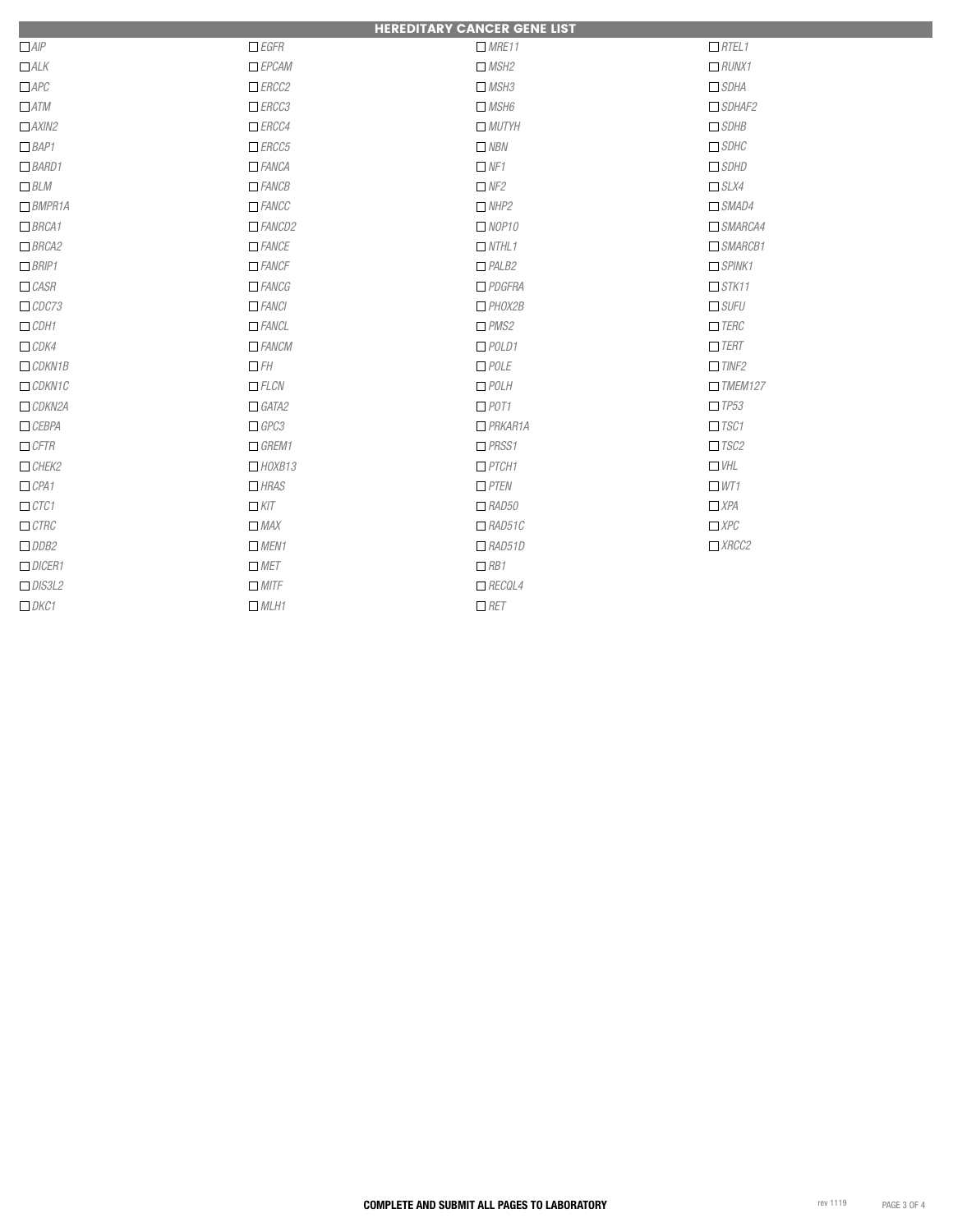## HEREDITARY CANCER GENE LIST

- ☐ *AIP*
- ☐ *ALK*
- ☐ *APC*
- ☐ *ATM*
- ☐ *AXIN2*
- ☐ *BAP1*
- ☐ *BARD1*
- ☐ *BLM*
- ☐ *BMPR1A*
- ☐ *BRCA1*
- ☐ *BRCA2*
- ☐ *BRIP1*
- ☐ *CASR*
- ☐ *CDC73*
- ☐ *CDH1*
- ☐ *CDK4*
- ☐ *CDKN1B*
- ☐ *CDKN1C*
- ☐ *CDKN2A*
- ☐ *CEBPA*
- ☐ *CFTR*
- ☐ *CHEK2*
- ☐ *CPA1*
- ☐ *CTC1*
- ☐ *CTRC*
- ☐ *DDB2*
- ☐ *DICER1*
- ☐ *DIS3L2*
- ☐ *DKC1*
- ☐ *EGFR*
- ☐ *EPCAM*
- ☐ *ERCC2*
- ☐ *ERCC3*
- ☐ *ERCC4*
- ☐ *ERCC5*
- ☐ *FANCA*
- ☐ *FANCB*
- ☐ *FANCC*
- ☐ *FANCD2*
- ☐ *FANCE*
- ☐ *FANCF*
- ☐ *FANCG*
- ☐ *FANCI*
- ☐ *FANCL*
- ☐ *FANCM*
- ☐ *FH*
- ☐ *FLCN*
- ☐ *GATA2*
- ☐ *GPC3*
- ☐ *GREM1*
- ☐ *HOXB13*
- ☐ *HRAS*
- ☐ *KIT*
- ☐ *MAX*
- ☐ *MEN1*
- ☐ *MET*
- ☐ *MITF*
- ☐ *MLH1*
- ☐ *MRE11*
- ☐ *MSH2*
- ☐ *MSH3*
- ☐ *MSH6*
- ☐ *MUTYH*
- ☐ *NBN*
- ☐ *NF1*
- ☐ *NF2*
- ☐ *NHP2*
- ☐ *NOP10*
- ☐ *NTHL1*
- ☐ *PALB2*
- ☐ *PDGFRA*
- ☐ *PHOX2B*
- ☐ *PMS2*
- ☐ *POLD1*
- ☐ *POLE*
- ☐ *POLH*
- ☐ *POT1*
- ☐ *PRKAR1A*
- ☐ *PRSS1*
- ☐ *PTCH1*
- ☐ *PTEN*
- ☐ *RAD50*
- ☐ *RAD51C*
- ☐ *RAD51D*
- ☐ *RB1*
- ☐ *RECQL4*
- ☐ *RET*
- ☐ *RTEL1*
- ☐ *RUNX1*
- ☐ *SDHA*
- ☐ *SDHAF2*
- ☐ *SDHB*
- ☐ *SDHC*
- ☐ *SDHD*
- ☐ *SLX4*
- ☐ *SMAD4*
- ☐ *SMARCA4*
- ☐ *SMARCB1*
- ☐ *SPINK1*
- ☐ *STK11*
- ☐ *SUFU*
- ☐ *TERC*
- ☐ *TERT*
- ☐ *TINF2*
- ☐ *TMEM127*
- ☐ *TP53*
- ☐ *TSC1*
- ☐ *TSC2*
- ☐ *VHL*
- ☐ *WT1*
- ☐ *XPA*
- ☐ *XPC*
- ☐ *XRCC2*

**COMPLETE AND SUBMIT ALL PAGES TO LABORATORY**

rev 1119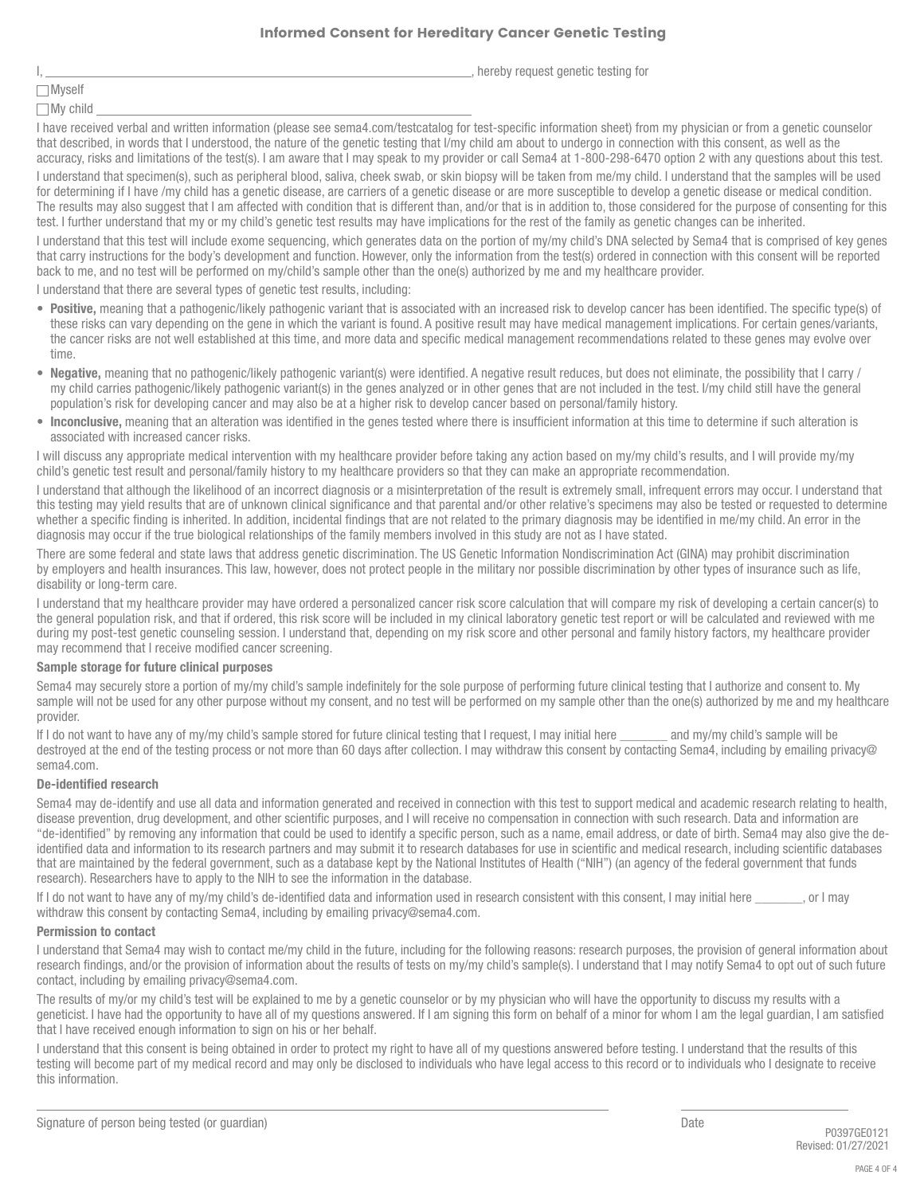# Informed Consent for Hereditary Cancer Genetic Testing

I, ________________________________________________, hereby request genetic testing for

☐ Myself

☐ My child ________________________________________

I have received verbal and written information (please see sema4.com/testcatalog for test-specific information sheet) from my physician or from a genetic counselor that described, in words that I understood, the nature of the genetic testing that I/my child am about to undergo in connection with this consent, as well as the accuracy, risks and limitations of the test(s). I am aware that I may speak to my provider or call Sema4 at 1-800-298-6470 option 2 with any questions about this test.

I understand that specimen(s), such as peripheral blood, saliva, cheek swab, or skin biopsy will be taken from me/my child. I understand that the samples will be used for determining if I have /my child has a genetic disease, are carriers of a genetic disease or are more susceptible to develop a genetic disease or medical condition. The results may also suggest that I am affected with condition that is different than, and/or that is in addition to, those considered for the purpose of consenting for this test. I further understand that my or my child's genetic test results may have implications for the rest of the family as genetic changes can be inherited.

I understand that this test will include exome sequencing, which generates data on the portion of my/my child's DNA selected by Sema4 that is comprised of key genes that carry instructions for the body's development and function. However, only the information from the test(s) ordered in connection with this consent will be reported back to me, and no test will be performed on my/child's sample other than the one(s) authorized by me and my healthcare provider.

I understand that there are several types of genetic test results, including:

- **Positive,** meaning that a pathogenic/likely pathogenic variant that is associated with an increased risk to develop cancer has been identified. The specific type(s) of these risks can vary depending on the gene in which the variant is found. A positive result may have medical management implications. For certain genes/variants, the cancer risks are not well established at this time, and more data and specific medical management recommendations related to these genes may evolve over time.
- **Negative,** meaning that no pathogenic/likely pathogenic variant(s) were identified. A negative result reduces, but does not eliminate, the possibility that I carry / my child carries pathogenic/likely pathogenic variant(s) in the genes analyzed or in other genes that are not included in the test. I/my child still have the general population's risk for developing cancer and may also be at a higher risk to develop cancer based on personal/family history.
- **Inconclusive,** meaning that an alteration was identified in the genes tested where there is insufficient information at this time to determine if such alteration is associated with increased cancer risks.

I will discuss any appropriate medical intervention with my healthcare provider before taking any action based on my/my child's results, and I will provide my/my child's genetic test result and personal/family history to my healthcare providers so that they can make an appropriate recommendation.

I understand that although the likelihood of an incorrect diagnosis or a misinterpretation of the result is extremely small, infrequent errors may occur. I understand that this testing may yield results that are of unknown clinical significance and that parental and/or other relative's specimens may also be tested or requested to determine whether a specific finding is inherited. In addition, incidental findings that are not related to the primary diagnosis may be identified in me/my child. An error in the diagnosis may occur if the true biological relationships of the family members involved in this study are not as I have stated.

There are some federal and state laws that address genetic discrimination. The US Genetic Information Nondiscrimination Act (GINA) may prohibit discrimination by employers and health insurances. This law, however, does not protect people in the military nor possible discrimination by other types of insurance such as life, disability or long-term care.

I understand that my healthcare provider may have ordered a personalized cancer risk score calculation that will compare my risk of developing a certain cancer(s) to the general population risk, and that if ordered, this risk score will be included in my clinical laboratory genetic test report or will be calculated and reviewed with me during my post-test genetic counseling session. I understand that, depending on my risk score and other personal and family history factors, my healthcare provider may recommend that I receive modified cancer screening.

### Sample storage for future clinical purposes

Sema4 may securely store a portion of my/my child's sample indefinitely for the sole purpose of performing future clinical testing that I authorize and consent to. My sample will not be used for any other purpose without my consent, and no test will be performed on my sample other than the one(s) authorized by me and my healthcare provider.

If I do not want to have any of my/my child's sample stored for future clinical testing that I request, I may initial here _______ and my/my child's sample will be destroyed at the end of the testing process or not more than 60 days after collection. I may withdraw this consent by contacting Sema4, including by emailing privacy@sema4.com.

### De-identified research

Sema4 may de-identify and use all data and information generated and received in connection with this test to support medical and academic research relating to health, disease prevention, drug development, and other scientific purposes, and I will receive no compensation in connection with such research. Data and information are "de-identified" by removing any information that could be used to identify a specific person, such as a name, email address, or date of birth. Sema4 may also give the de-identified data and information to its research partners and may submit it to research databases for use in scientific and medical research, including scientific databases that are maintained by the federal government, such as a database kept by the National Institutes of Health ("NIH") (an agency of the federal government that funds research). Researchers have to apply to the NIH to see the information in the database.

If I do not want to have any of my/my child's de-identified data and information used in research consistent with this consent, I may initial here _______, or I may withdraw this consent by contacting Sema4, including by emailing privacy@sema4.com.

### Permission to contact

I understand that Sema4 may wish to contact me/my child in the future, including for the following reasons: research purposes, the provision of general information about research findings, and/or the provision of information about the results of tests on my/my child's sample(s). I understand that I may notify Sema4 to opt out of such future contact, including by emailing privacy@sema4.com.

The results of my/or my child's test will be explained to me by a genetic counselor or by my physician who will have the opportunity to discuss my results with a geneticist. I have had the opportunity to have all of my questions answered. If I am signing this form on behalf of a minor for whom I am the legal guardian, I am satisfied that I have received enough information to sign on his or her behalf.

I understand that this consent is being obtained in order to protect my right to have all of my questions answered before testing. I understand that the results of this testing will become part of my medical record and may only be disclosed to individuals who have legal access to this record or to individuals who I designate to receive this information.

________________________________________________ ____________________

Signature of person being tested (or guardian) Date

P0397GE0121
Revised: 01/27/2021